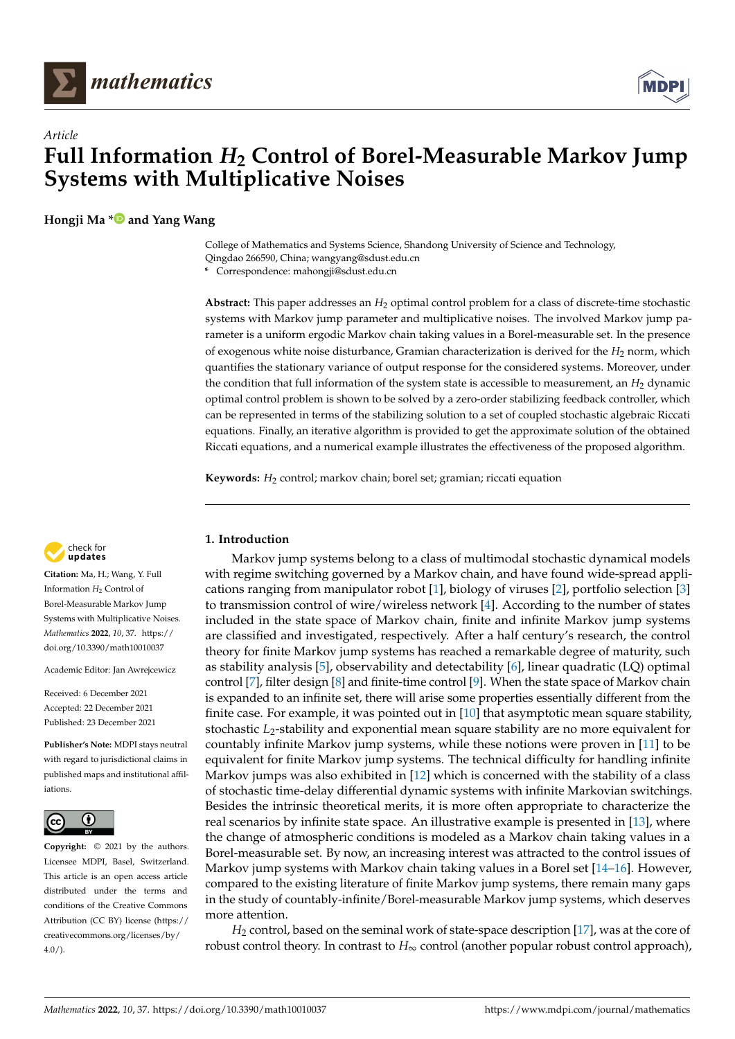*Article*

# Full Information $H_2$ Control of Borel-Measurable Markov Jump Systems with Multiplicative Noises

**Hongji Ma * and Yang Wang**

College of Mathematics and Systems Science, Shandong University of Science and Technology, Qingdao 266590, China; wangyang@sdust.edu.cn
* Correspondence: mahongji@sdust.edu.cn

**Abstract:** This paper addresses an $H_2$ optimal control problem for a class of discrete-time stochastic systems with Markov jump parameter and multiplicative noises. The involved Markov jump parameter is a uniform ergodic Markov chain taking values in a Borel-measurable set. In the presence of exogenous white noise disturbance, Gramian characterization is derived for the $H_2$ norm, which quantifies the stationary variance of output response for the considered systems. Moreover, under the condition that full information of the system state is accessible to measurement, an $H_2$ dynamic optimal control problem is shown to be solved by a zero-order stabilizing feedback controller, which can be represented in terms of the stabilizing solution to a set of coupled stochastic algebraic Riccati equations. Finally, an iterative algorithm is provided to get the approximate solution of the obtained Riccati equations, and a numerical example illustrates the effectiveness of the proposed algorithm.

**Keywords:** $H_2$ control; markov chain; borel set; gramian; riccati equation

**Citation:** Ma, H.; Wang, Y. Full Information $H_2$ Control of Borel-Measurable Markov Jump Systems with Multiplicative Noises. *Mathematics* **2022**, *10*, 37. https://doi.org/10.3390/math10010037

Academic Editor: Jan Awrejcewicz

Received: 6 December 2021
Accepted: 22 December 2021
Published: 23 December 2021

**Publisher's Note:** MDPI stays neutral with regard to jurisdictional claims in published maps and institutional affiliations.

**Copyright:** © 2021 by the authors. Licensee MDPI, Basel, Switzerland. This article is an open access article distributed under the terms and conditions of the Creative Commons Attribution (CC BY) license (https://creativecommons.org/licenses/by/4.0/).

## 1. Introduction

Markov jump systems belong to a class of multimodal stochastic dynamical models with regime switching governed by a Markov chain, and have found wide-spread applications ranging from manipulator robot [1], biology of viruses [2], portfolio selection [3] to transmission control of wire/wireless network [4]. According to the number of states included in the state space of Markov chain, finite and infinite Markov jump systems are classified and investigated, respectively. After a half century's research, the control theory for finite Markov jump systems has reached a remarkable degree of maturity, such as stability analysis [5], observability and detectability [6], linear quadratic (LQ) optimal control [7], filter design [8] and finite-time control [9]. When the state space of Markov chain is expanded to an infinite set, there will arise some properties essentially different from the finite case. For example, it was pointed out in [10] that asymptotic mean square stability, stochastic $L_2$-stability and exponential mean square stability are no more equivalent for countably infinite Markov jump systems, while these notions were proven in [11] to be equivalent for finite Markov jump systems. The technical difficulty for handling infinite Markov jumps was also exhibited in [12] which is concerned with the stability of a class of stochastic time-delay differential dynamic systems with infinite Markovian switchings. Besides the intrinsic theoretical merits, it is more often appropriate to characterize the real scenarios by infinite state space. An illustrative example is presented in [13], where the change of atmospheric conditions is modeled as a Markov chain taking values in a Borel-measurable set. By now, an increasing interest was attracted to the control issues of Markov jump systems with Markov chain taking values in a Borel set [14–16]. However, compared to the existing literature of finite Markov jump systems, there remain many gaps in the study of countably-infinite/Borel-measurable Markov jump systems, which deserves more attention.

$H_2$ control, based on the seminal work of state-space description [17], was at the core of robust control theory. In contrast to $H_\infty$ control (another popular robust control approach),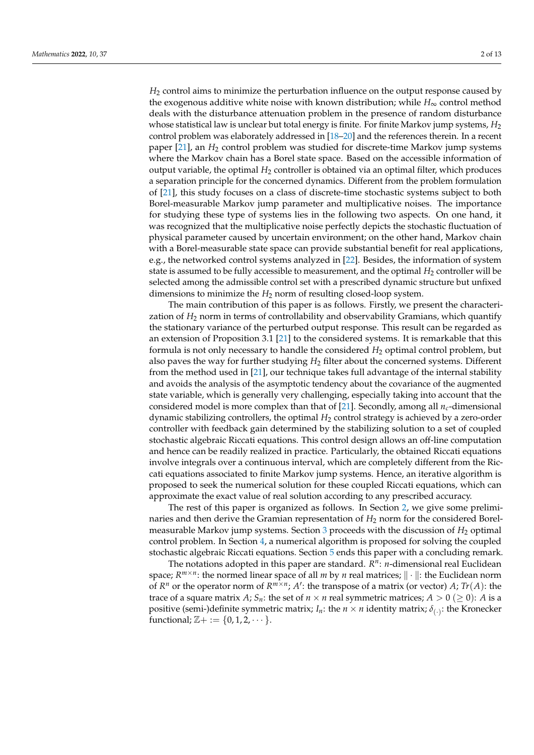$H_2$ control aims to minimize the perturbation influence on the output response caused by the exogenous additive white noise with known distribution; while $H_\infty$ control method deals with the disturbance attenuation problem in the presence of random disturbance whose statistical law is unclear but total energy is finite. For finite Markov jump systems, $H_2$ control problem was elaborately addressed in [18–20] and the references therein. In a recent paper [21], an $H_2$ control problem was studied for discrete-time Markov jump systems where the Markov chain has a Borel state space. Based on the accessible information of output variable, the optimal $H_2$ controller is obtained via an optimal filter, which produces a separation principle for the concerned dynamics. Different from the problem formulation of [21], this study focuses on a class of discrete-time stochastic systems subject to both Borel-measurable Markov jump parameter and multiplicative noises. The importance for studying these type of systems lies in the following two aspects. On one hand, it was recognized that the multiplicative noise perfectly depicts the stochastic fluctuation of physical parameter caused by uncertain environment; on the other hand, Markov chain with a Borel-measurable state space can provide substantial benefit for real applications, e.g., the networked control systems analyzed in [22]. Besides, the information of system state is assumed to be fully accessible to measurement, and the optimal $H_2$ controller will be selected among the admissible control set with a prescribed dynamic structure but unfixed dimensions to minimize the $H_2$ norm of resulting closed-loop system.

The main contribution of this paper is as follows. Firstly, we present the characterization of $H_2$ norm in terms of controllability and observability Gramians, which quantify the stationary variance of the perturbed output response. This result can be regarded as an extension of Proposition 3.1 [21] to the considered systems. It is remarkable that this formula is not only necessary to handle the considered $H_2$ optimal control problem, but also paves the way for further studying $H_2$ filter about the concerned systems. Different from the method used in [21], our technique takes full advantage of the internal stability and avoids the analysis of the asymptotic tendency about the covariance of the augmented state variable, which is generally very challenging, especially taking into account that the considered model is more complex than that of [21]. Secondly, among all $n_c$-dimensional dynamic stabilizing controllers, the optimal $H_2$ control strategy is achieved by a zero-order controller with feedback gain determined by the stabilizing solution to a set of coupled stochastic algebraic Riccati equations. This control design allows an off-line computation and hence can be readily realized in practice. Particularly, the obtained Riccati equations involve integrals over a continuous interval, which are completely different from the Riccati equations associated to finite Markov jump systems. Hence, an iterative algorithm is proposed to seek the numerical solution for these coupled Riccati equations, which can approximate the exact value of real solution according to any prescribed accuracy.

The rest of this paper is organized as follows. In Section 2, we give some preliminaries and then derive the Gramian representation of $H_2$ norm for the considered Borel-measurable Markov jump systems. Section 3 proceeds with the discussion of $H_2$ optimal control problem. In Section 4, a numerical algorithm is proposed for solving the coupled stochastic algebraic Riccati equations. Section 5 ends this paper with a concluding remark.

The notations adopted in this paper are standard. $R^n$: $n$-dimensional real Euclidean space; $R^{m\times n}$: the normed linear space of all $m$ by $n$ real matrices; $\|\cdot\|$: the Euclidean norm of $R^n$ or the operator norm of $R^{m\times n}$; $A'$: the transpose of a matrix (or vector) $A$; $Tr(A)$: the trace of a square matrix $A$; $S_n$: the set of $n\times n$ real symmetric matrices; $A>0\ (\geq 0)$: $A$ is a positive (semi-)definite symmetric matrix; $I_n$: the $n\times n$ identity matrix; $\delta_{(\cdot)}$: the Kronecker functional; $\mathbb{Z}+ := \{0,1,2,\cdots\}$.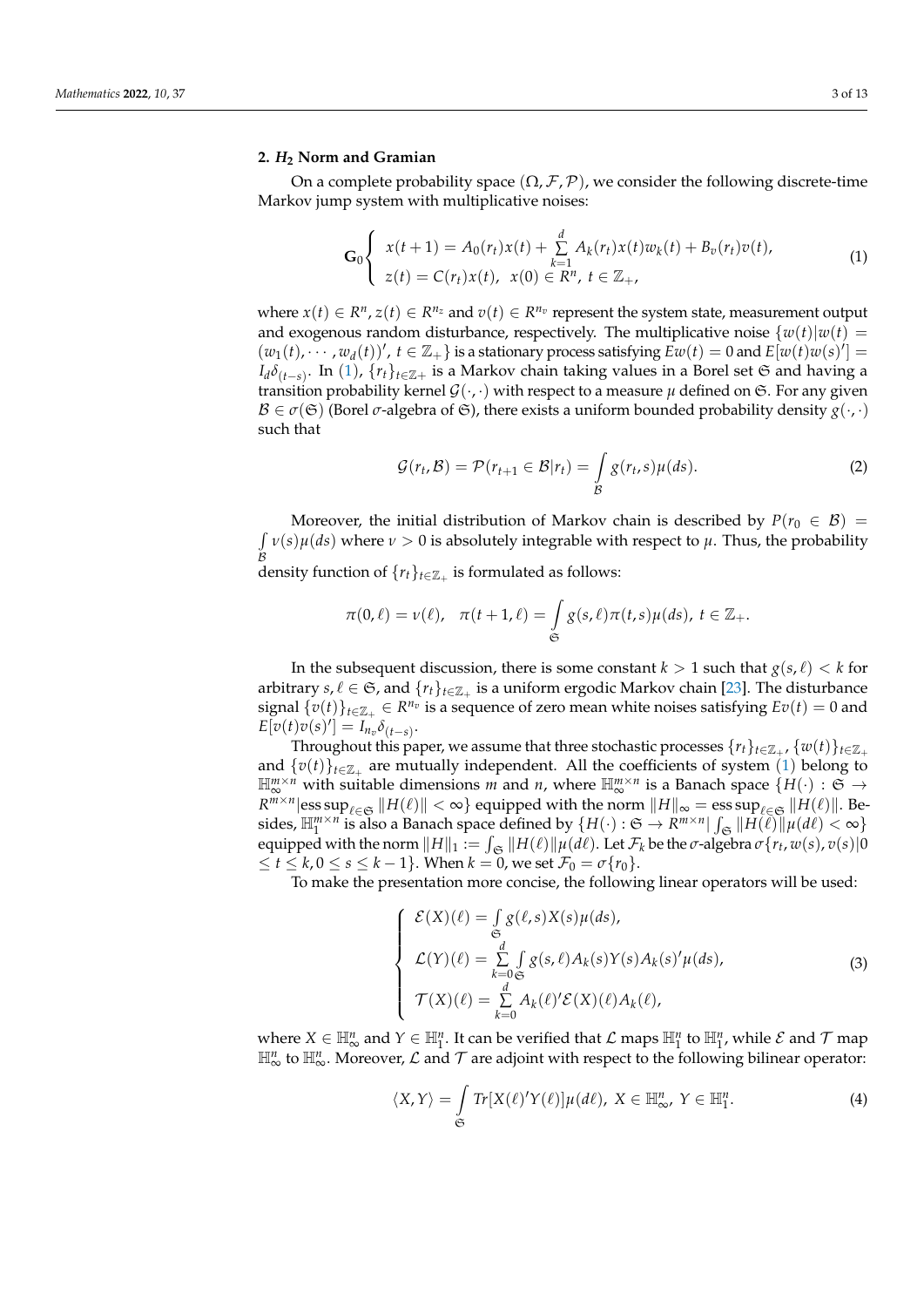## 2. $H_2$ Norm and Gramian

On a complete probability space $(\Omega, \mathcal{F}, \mathcal{P})$, we consider the following discrete-time Markov jump system with multiplicative noises:

$$
\mathbf{G}_0 \begin{cases} x(t+1) = A_0(r_t)x(t) + \sum\limits_{k=1}^{d} A_k(r_t)x(t)w_k(t) + B_v(r_t)v(t), \\ z(t) = C(r_t)x(t), \ \ x(0) \in R^n, \ t \in \mathbb{Z}_+, \end{cases} \tag{1}
$$

where $x(t) \in R^n$, $z(t) \in R^{n_z}$ and $v(t) \in R^{n_v}$ represent the system state, measurement output and exogenous random disturbance, respectively. The multiplicative noise $\{w(t)|w(t) = (w_1(t), \cdots, w_d(t))', \ t \in \mathbb{Z}_+\}$ is a stationary process satisfying $Ew(t) = 0$ and $E[w(t)w(s)'] = I_d\delta_{(t-s)}$. In (1), $\{r_t\}_{t\in\mathbb{Z}_+}$ is a Markov chain taking values in a Borel set $\mathfrak{S}$ and having a transition probability kernel $\mathcal{G}(\cdot,\cdot)$ with respect to a measure $\mu$ defined on $\mathfrak{S}$. For any given $\mathcal{B} \in \sigma(\mathfrak{S})$ (Borel $\sigma$-algebra of $\mathfrak{S}$), there exists a uniform bounded probability density $g(\cdot,\cdot)$ such that

$$
\mathcal{G}(r_t, \mathcal{B}) = \mathcal{P}(r_{t+1} \in \mathcal{B}|r_t) = \int\limits_{\mathcal{B}} g(r_t, s)\mu(ds). \tag{2}
$$

Moreover, the initial distribution of Markov chain is described by $P(r_0 \in \mathcal{B}) = \int\limits_{\mathcal{B}} \nu(s)\mu(ds)$ where $\nu > 0$ is absolutely integrable with respect to $\mu$. Thus, the probability density function of $\{r_t\}_{t\in\mathbb{Z}_+}$ is formulated as follows:

$$
\pi(0,\ell) = \nu(\ell), \quad \pi(t+1,\ell) = \int\limits_{\mathfrak{S}} g(s,\ell)\pi(t,s)\mu(ds), \ t \in \mathbb{Z}_+.
$$

In the subsequent discussion, there is some constant $k > 1$ such that $g(s,\ell) < k$ for arbitrary $s, \ell \in \mathfrak{S}$, and $\{r_t\}_{t\in\mathbb{Z}_+}$ is a uniform ergodic Markov chain [23]. The disturbance signal $\{v(t)\}_{t\in\mathbb{Z}_+} \in R^{n_v}$ is a sequence of zero mean white noises satisfying $Ev(t) = 0$ and $E[v(t)v(s)'] = I_{n_v}\delta_{(t-s)}$.

Throughout this paper, we assume that three stochastic processes $\{r_t\}_{t\in\mathbb{Z}_+}$, $\{w(t)\}_{t\in\mathbb{Z}_+}$ and $\{v(t)\}_{t\in\mathbb{Z}_+}$ are mutually independent. All the coefficients of system (1) belong to $\mathbb{H}_\infty^{m\times n}$ with suitable dimensions $m$ and $n$, where $\mathbb{H}_\infty^{m\times n}$ is a Banach space $\{H(\cdot) : \mathfrak{S} \to R^{m\times n} | \text{ess sup}_{\ell\in\mathfrak{S}} \|H(\ell)\| < \infty\}$ equipped with the norm $\|H\|_\infty = \text{ess sup}_{\ell\in\mathfrak{S}} \|H(\ell)\|$. Besides, $\mathbb{H}_1^{m\times n}$ is also a Banach space defined by $\{H(\cdot) : \mathfrak{S} \to R^{m\times n} | \int_{\mathfrak{S}} \|H(\ell)\|\mu(d\ell) < \infty\}$ equipped with the norm $\|H\|_1 := \int_{\mathfrak{S}} \|H(\ell)\|\mu(d\ell)$. Let $\mathcal{F}_k$ be the $\sigma$-algebra $\sigma\{r_t, w(s), v(s)|0 \le t \le k, 0 \le s \le k-1\}$. When $k = 0$, we set $\mathcal{F}_0 = \sigma\{r_0\}$.

To make the presentation more concise, the following linear operators will be used:

$$
\begin{cases} \mathcal{E}(X)(\ell) = \int\limits_{\mathfrak{S}} g(\ell,s)X(s)\mu(ds), \\ \mathcal{L}(Y)(\ell) = \sum\limits_{k=0}^{d} \int\limits_{\mathfrak{S}} g(s,\ell)A_k(s)Y(s)A_k(s)'\mu(ds), \\ \mathcal{T}(X)(\ell) = \sum\limits_{k=0}^{d} A_k(\ell)'\mathcal{E}(X)(\ell)A_k(\ell), \end{cases} \tag{3}
$$

where $X \in \mathbb{H}_\infty^n$ and $Y \in \mathbb{H}_1^n$. It can be verified that $\mathcal{L}$ maps $\mathbb{H}_1^n$ to $\mathbb{H}_1^n$, while $\mathcal{E}$ and $\mathcal{T}$ map $\mathbb{H}_\infty^n$ to $\mathbb{H}_\infty^n$. Moreover, $\mathcal{L}$ and $\mathcal{T}$ are adjoint with respect to the following bilinear operator:

$$
\langle X, Y\rangle = \int\limits_{\mathfrak{S}} Tr[X(\ell)'Y(\ell)]\mu(d\ell), \ X \in \mathbb{H}_\infty^n, \ Y \in \mathbb{H}_1^n. \tag{4}
$$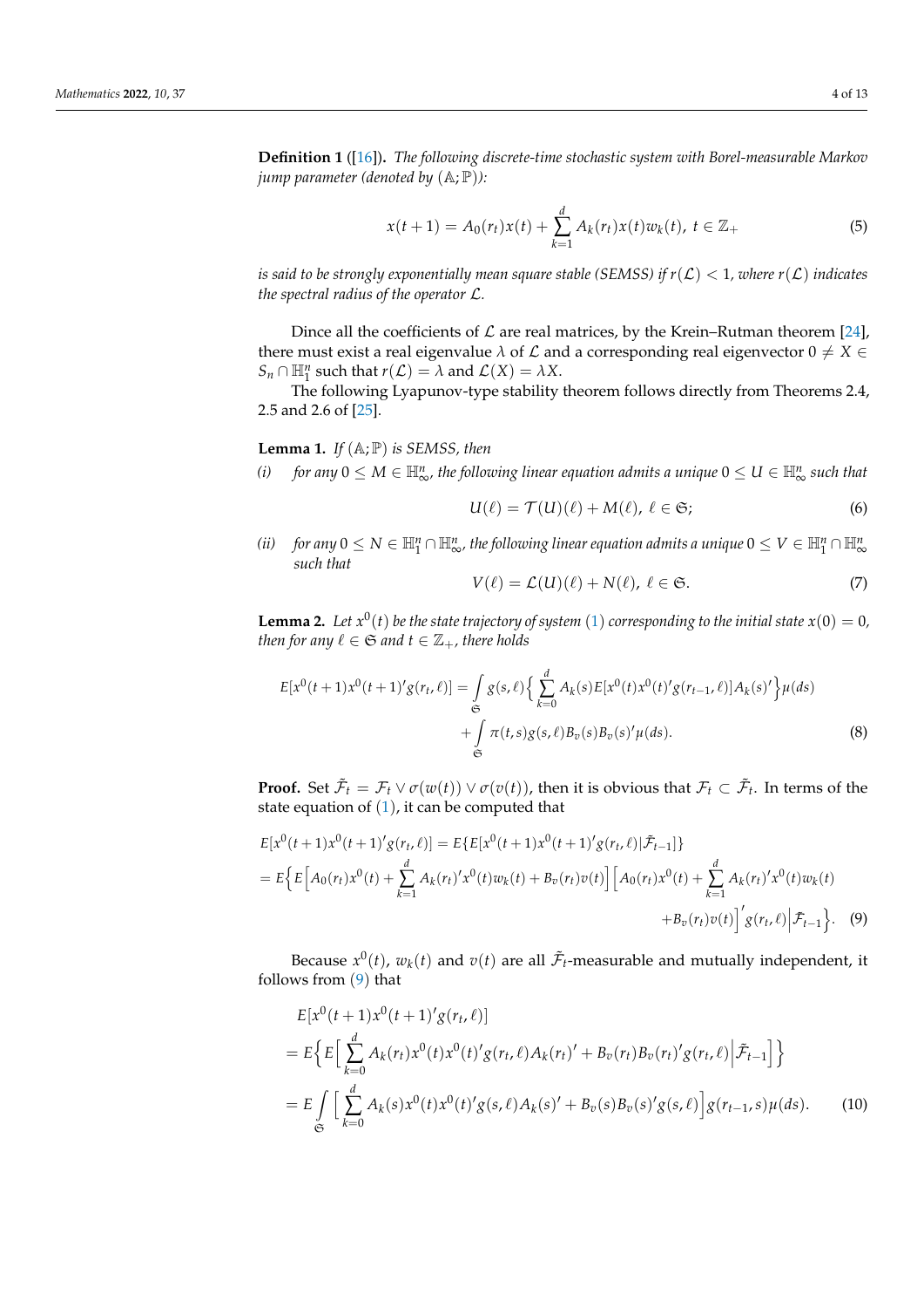**Definition 1** ([16]). *The following discrete-time stochastic system with Borel-measurable Markov jump parameter (denoted by $(\mathbb{A};\mathbb{P})$):*

$$x(t+1) = A_0(r_t)x(t) + \sum_{k=1}^{d} A_k(r_t)x(t)w_k(t),\ t \in \mathbb{Z}_+ \tag{5}$$

*is said to be strongly exponentially mean square stable (SEMSS) if $r(\mathcal{L}) < 1$, where $r(\mathcal{L})$ indicates the spectral radius of the operator $\mathcal{L}$.*

Dince all the coefficients of $\mathcal{L}$ are real matrices, by the Krein–Rutman theorem [24], there must exist a real eigenvalue $\lambda$ of $\mathcal{L}$ and a corresponding real eigenvector $0 \neq X \in S_n \cap \mathbb{H}_1^n$ such that $r(\mathcal{L}) = \lambda$ and $\mathcal{L}(X) = \lambda X$.

The following Lyapunov-type stability theorem follows directly from Theorems 2.4, 2.5 and 2.6 of [25].

**Lemma 1.** *If $(\mathbb{A};\mathbb{P})$ is SEMSS, then*

*(i) for any $0 \leq M \in \mathbb{H}_\infty^n$, the following linear equation admits a unique $0 \leq U \in \mathbb{H}_\infty^n$ such that*

$$U(\ell) = \mathcal{T}(U)(\ell) + M(\ell),\ \ell \in \mathfrak{S}; \tag{6}$$

*(ii) for any $0 \leq N \in \mathbb{H}_1^n \cap \mathbb{H}_\infty^n$, the following linear equation admits a unique $0 \leq V \in \mathbb{H}_1^n \cap \mathbb{H}_\infty^n$ such that*

$$V(\ell) = \mathcal{L}(U)(\ell) + N(\ell),\ \ell \in \mathfrak{S}. \tag{7}$$

**Lemma 2.** *Let $x^0(t)$ be the state trajectory of system (1) corresponding to the initial state $x(0) = 0$, then for any $\ell \in \mathfrak{S}$ and $t \in \mathbb{Z}_+$, there holds*

$$\begin{aligned}
E[x^0(t+1)x^0(t+1)'g(r_t,\ell)] = &\int_{\mathfrak{S}} g(s,\ell)\Big\{\sum_{k=0}^{d} A_k(s)E[x^0(t)x^0(t)'g(r_{t-1},\ell)]A_k(s)'\Big\}\mu(ds) \\
&+ \int_{\mathfrak{S}} \pi(t,s)g(s,\ell)B_v(s)B_v(s)'\mu(ds).
\end{aligned} \tag{8}$$

**Proof.** Set $\tilde{\mathcal{F}}_t = \mathcal{F}_t \vee \sigma(w(t)) \vee \sigma(v(t))$, then it is obvious that $\mathcal{F}_t \subset \tilde{\mathcal{F}}_t$. In terms of the state equation of (1), it can be computed that

$$\begin{aligned}
&E[x^0(t+1)x^0(t+1)'g(r_t,\ell)] = E\{E[x^0(t+1)x^0(t+1)'g(r_t,\ell)|\tilde{\mathcal{F}}_{t-1}]\} \\
&= E\Big\{E\Big[A_0(r_t)x^0(t) + \sum_{k=1}^{d} A_k(r_t)'x^0(t)w_k(t) + B_v(r_t)v(t)\Big]\Big[A_0(r_t)x^0(t) + \sum_{k=1}^{d} A_k(r_t)'x^0(t)w_k(t) \\
&\qquad + B_v(r_t)v(t)\Big]'g(r_t,\ell)\Big|\tilde{\mathcal{F}}_{t-1}\Big\}.
\end{aligned} \tag{9}$$

Because $x^0(t)$, $w_k(t)$ and $v(t)$ are all $\tilde{\mathcal{F}}_t$-measurable and mutually independent, it follows from (9) that

$$\begin{aligned}
&E[x^0(t+1)x^0(t+1)'g(r_t,\ell)] \\
&= E\Big\{E\Big[\sum_{k=0}^{d} A_k(r_t)x^0(t)x^0(t)'g(r_t,\ell)A_k(r_t)' + B_v(r_t)B_v(r_t)'g(r_t,\ell)\Big|\tilde{\mathcal{F}}_{t-1}\Big]\Big\} \\
&= E\int_{\mathfrak{S}}\Big[\sum_{k=0}^{d} A_k(s)x^0(t)x^0(t)'g(s,\ell)A_k(s)' + B_v(s)B_v(s)'g(s,\ell)\Big]g(r_{t-1},s)\mu(ds).
\end{aligned} \tag{10}$$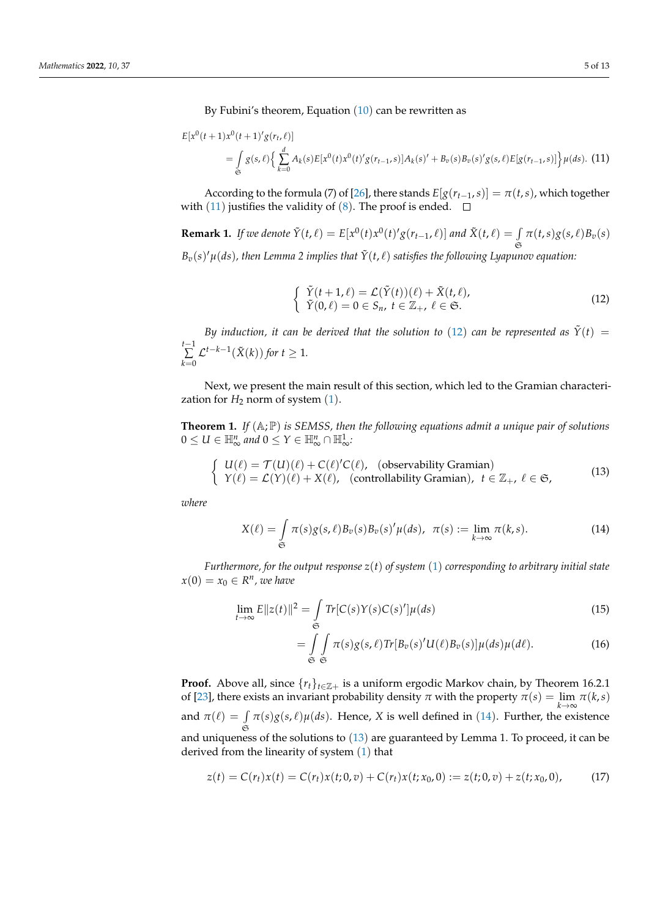By Fubini's theorem, Equation (10) can be rewritten as

$$E[x^0(t+1)x^0(t+1)'g(r_t,\ell)]$$
$$= \int_{\mathfrak{S}} g(s,\ell)\Big\{\sum_{k=0}^{d} A_k(s)E[x^0(t)x^0(t)'g(r_{t-1},s)]A_k(s)' + B_v(s)B_v(s)'g(s,\ell)E[g(r_{t-1},s)]\Big\}\mu(ds). \quad (11)$$

According to the formula (7) of [26], there stands $E[g(r_{t-1},s)] = \pi(t,s)$, which together with (11) justifies the validity of (8). The proof is ended. □

**Remark 1.** *If we denote $\tilde{Y}(t,\ell) = E[x^0(t)x^0(t)'g(r_{t-1},\ell)]$ and $\tilde{X}(t,\ell) = \int_{\mathfrak{S}} \pi(t,s)g(s,\ell)B_v(s)B_v(s)'\mu(ds)$, then Lemma 2 implies that $\tilde{Y}(t,\ell)$ satisfies the following Lyapunov equation:*

$$\begin{cases} \tilde{Y}(t+1,\ell) = \mathcal{L}(\tilde{Y}(t))(\ell) + \tilde{X}(t,\ell), \\ \tilde{Y}(0,\ell) = 0 \in S_n,\ t \in \mathbb{Z}_+,\ \ell \in \mathfrak{S}. \end{cases} \quad (12)$$

*By induction, it can be derived that the solution to (12) can be represented as $\tilde{Y}(t) = \sum_{k=0}^{t-1} \mathcal{L}^{t-k-1}(\tilde{X}(k))$ for $t \geq 1$.*

Next, we present the main result of this section, which led to the Gramian characterization for $H_2$ norm of system (1).

**Theorem 1.** *If $(\mathbb{A};\mathbb{P})$ is SEMSS, then the following equations admit a unique pair of solutions $0 \leq U \in \mathbb{H}^n_\infty$ and $0 \leq Y \in \mathbb{H}^n_\infty \cap \mathbb{H}^1_\infty$:*

$$\begin{cases} U(\ell) = \mathcal{T}(U)(\ell) + C(\ell)'C(\ell), \quad \text{(observability Gramian)} \\ Y(\ell) = \mathcal{L}(Y)(\ell) + X(\ell), \quad \text{(controllability Gramian)},\ t \in \mathbb{Z}_+,\ \ell \in \mathfrak{S}, \end{cases} \quad (13)$$

*where*

$$X(\ell) = \int_{\mathfrak{S}} \pi(s)g(s,\ell)B_v(s)B_v(s)'\mu(ds),\ \ \pi(s) := \lim_{k\to\infty} \pi(k,s). \quad (14)$$

*Furthermore, for the output response $z(t)$ of system (1) corresponding to arbitrary initial state $x(0) = x_0 \in R^n$, we have*

$$\lim_{t\to\infty} E\|z(t)\|^2 = \int_{\mathfrak{S}} Tr[C(s)Y(s)C(s)']\mu(ds) \quad (15)$$

$$= \int_{\mathfrak{S}}\int_{\mathfrak{S}} \pi(s)g(s,\ell)Tr[B_v(s)'U(\ell)B_v(s)]\mu(ds)\mu(d\ell). \quad (16)$$

**Proof.** Above all, since $\{r_t\}_{t\in\mathbb{Z}_+}$ is a uniform ergodic Markov chain, by Theorem 16.2.1 of [23], there exists an invariant probability density $\pi$ with the property $\pi(s) = \lim_{k\to\infty} \pi(k,s)$ and $\pi(\ell) = \int_{\mathfrak{S}} \pi(s)g(s,\ell)\mu(ds)$. Hence, $X$ is well defined in (14). Further, the existence and uniqueness of the solutions to (13) are guaranteed by Lemma 1. To proceed, it can be derived from the linearity of system (1) that

$$z(t) = C(r_t)x(t) = C(r_t)x(t;0,v) + C(r_t)x(t;x_0,0) := z(t;0,v) + z(t;x_0,0), \quad (17)$$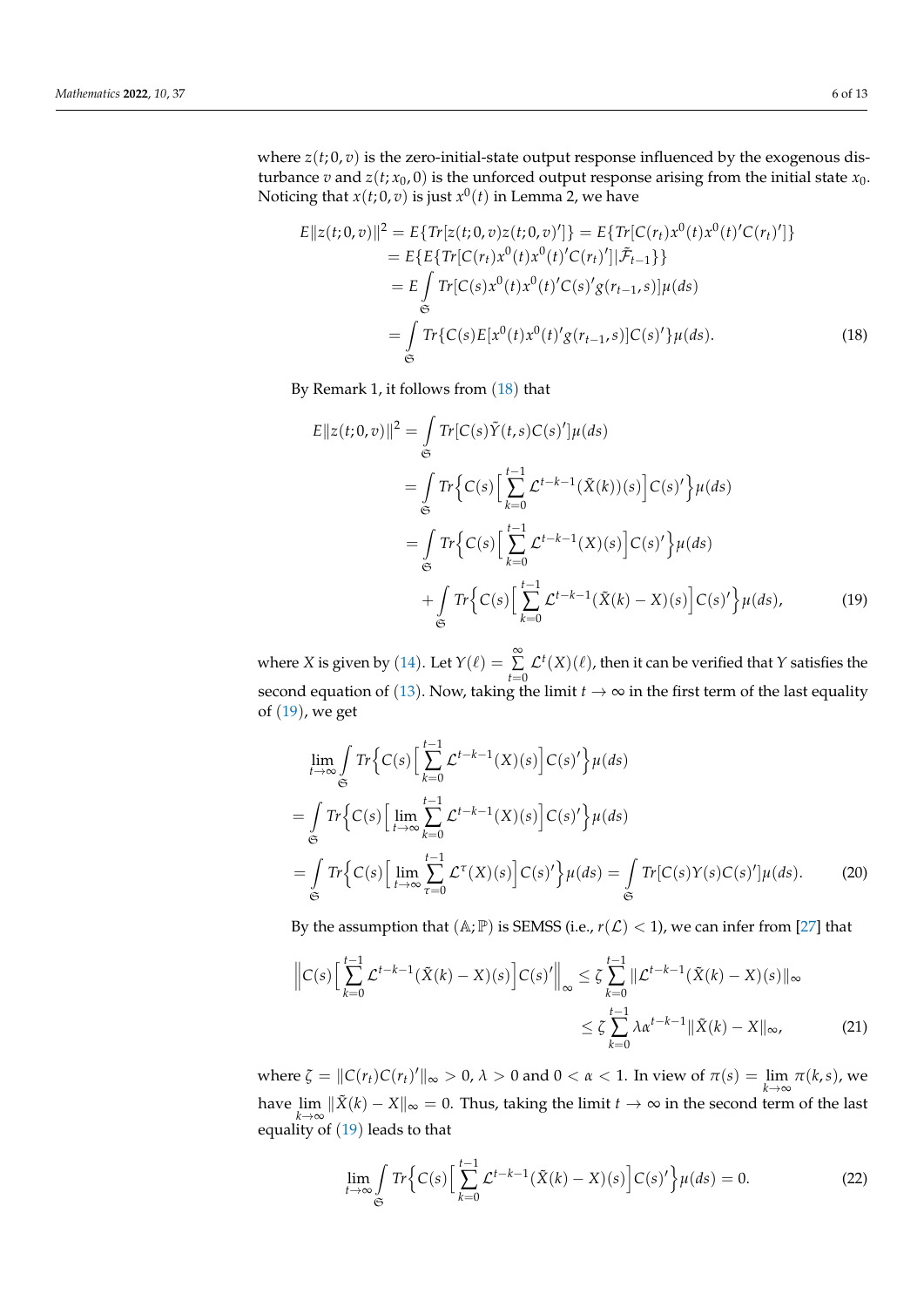where $z(t;0,v)$ is the zero-initial-state output response influenced by the exogenous disturbance $v$ and $z(t;x_0,0)$ is the unforced output response arising from the initial state $x_0$. Noticing that $x(t;0,v)$ is just $x^0(t)$ in Lemma 2, we have

$$
\begin{aligned}
E\|z(t;0,v)\|^2 &= E\{Tr[z(t;0,v)z(t;0,v)']\} = E\{Tr[C(r_t)x^0(t)x^0(t)'C(r_t)']\} \\
&= E\{E\{Tr[C(r_t)x^0(t)x^0(t)'C(r_t)']|\bar{\mathcal{F}}_{t-1}\}\} \\
&= E\int_{\mathfrak{S}} Tr[C(s)x^0(t)x^0(t)'C(s)'g(r_{t-1},s)]\mu(ds) \\
&= \int_{\mathfrak{S}} Tr\{C(s)E[x^0(t)x^0(t)'g(r_{t-1},s)]C(s)'\}\mu(ds).
\end{aligned} \tag{18}
$$

By Remark 1, it follows from (18) that

$$
\begin{aligned}
E\|z(t;0,v)\|^2 &= \int_{\mathfrak{S}} Tr[C(s)\tilde{Y}(t,s)C(s)']\mu(ds) \\
&= \int_{\mathfrak{S}} Tr\Big\{C(s)\Big[\sum_{k=0}^{t-1}\mathcal{L}^{t-k-1}(\tilde{X}(k))(s)\Big]C(s)'\Big\}\mu(ds) \\
&= \int_{\mathfrak{S}} Tr\Big\{C(s)\Big[\sum_{k=0}^{t-1}\mathcal{L}^{t-k-1}(X)(s)\Big]C(s)'\Big\}\mu(ds) \\
&\quad + \int_{\mathfrak{S}} Tr\Big\{C(s)\Big[\sum_{k=0}^{t-1}\mathcal{L}^{t-k-1}(\tilde{X}(k)-X)(s)\Big]C(s)'\Big\}\mu(ds),
\end{aligned} \tag{19}
$$

where $X$ is given by (14). Let $Y(\ell) = \sum_{t=0}^{\infty}\mathcal{L}^t(X)(\ell)$, then it can be verified that $Y$ satisfies the second equation of (13). Now, taking the limit $t \to \infty$ in the first term of the last equality of (19), we get

$$
\begin{aligned}
&\lim_{t\to\infty}\int_{\mathfrak{S}} Tr\Big\{C(s)\Big[\sum_{k=0}^{t-1}\mathcal{L}^{t-k-1}(X)(s)\Big]C(s)'\Big\}\mu(ds) \\
=& \int_{\mathfrak{S}} Tr\Big\{C(s)\Big[\lim_{t\to\infty}\sum_{k=0}^{t-1}\mathcal{L}^{t-k-1}(X)(s)\Big]C(s)'\Big\}\mu(ds) \\
=& \int_{\mathfrak{S}} Tr\Big\{C(s)\Big[\lim_{t\to\infty}\sum_{\tau=0}^{t-1}\mathcal{L}^{\tau}(X)(s)\Big]C(s)'\Big\}\mu(ds) = \int_{\mathfrak{S}} Tr[C(s)Y(s)C(s)']\mu(ds).
\end{aligned} \tag{20}
$$

By the assumption that $(\mathbb{A};\mathbb{P})$ is SEMSS (i.e., $r(\mathcal{L}) < 1$), we can infer from [27] that

$$
\begin{aligned}
\Big\|C(s)\Big[\sum_{k=0}^{t-1}\mathcal{L}^{t-k-1}(\tilde{X}(k)-X)(s)\Big]C(s)'\Big\|_\infty &\le \zeta\sum_{k=0}^{t-1}\|\mathcal{L}^{t-k-1}(\tilde{X}(k)-X)(s)\|_\infty \\
&\le \zeta\sum_{k=0}^{t-1}\lambda\alpha^{t-k-1}\|\tilde{X}(k)-X\|_\infty,
\end{aligned} \tag{21}
$$

where $\zeta = \|C(r_t)C(r_t)'\|_\infty > 0$, $\lambda > 0$ and $0 < \alpha < 1$. In view of $\pi(s) = \lim_{k\to\infty}\pi(k,s)$, we have $\lim_{k\to\infty}\|\tilde{X}(k) - X\|_\infty = 0$. Thus, taking the limit $t \to \infty$ in the second term of the last equality of (19) leads to that

$$
\lim_{t\to\infty}\int_{\mathfrak{S}} Tr\Big\{C(s)\Big[\sum_{k=0}^{t-1}\mathcal{L}^{t-k-1}(\tilde{X}(k)-X)(s)\Big]C(s)'\Big\}\mu(ds) = 0. \tag{22}
$$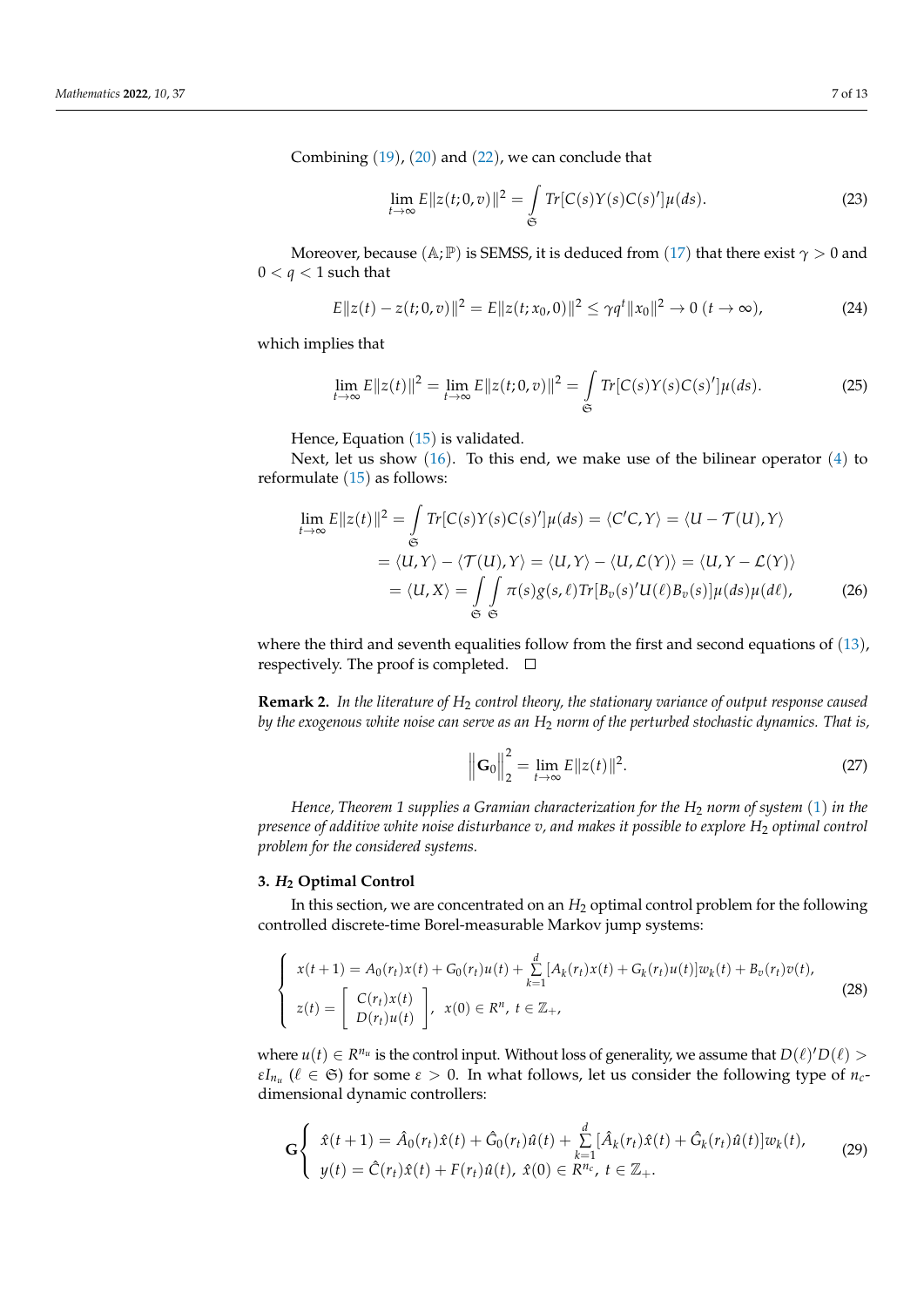Combining (19), (20) and (22), we can conclude that

$$\lim_{t\to\infty} E\|z(t;0,v)\|^2 = \int_{\mathfrak{S}} Tr[C(s)Y(s)C(s)']\mu(ds). \tag{23}$$

Moreover, because $(\mathbb{A};\mathbb{P})$ is SEMSS, it is deduced from (17) that there exist $\gamma > 0$ and $0 < q < 1$ such that

$$E\|z(t) - z(t;0,v)\|^2 = E\|z(t;x_0,0)\|^2 \leq \gamma q^t \|x_0\|^2 \to 0 \ (t \to \infty), \tag{24}$$

which implies that

$$\lim_{t\to\infty} E\|z(t)\|^2 = \lim_{t\to\infty} E\|z(t;0,v)\|^2 = \int_{\mathfrak{S}} Tr[C(s)Y(s)C(s)']\mu(ds). \tag{25}$$

Hence, Equation (15) is validated.

Next, let us show (16). To this end, we make use of the bilinear operator (4) to reformulate (15) as follows:

$$\begin{aligned}
\lim_{t\to\infty} E\|z(t)\|^2 &= \int_{\mathfrak{S}} Tr[C(s)Y(s)C(s)']\mu(ds) = \langle C'C, Y\rangle = \langle U - \mathcal{T}(U), Y\rangle \\
&= \langle U, Y\rangle - \langle \mathcal{T}(U), Y\rangle = \langle U, Y\rangle - \langle U, \mathcal{L}(Y)\rangle = \langle U, Y - \mathcal{L}(Y)\rangle \\
&= \langle U, X\rangle = \int_{\mathfrak{S}}\int_{\mathfrak{S}} \pi(s)g(s,\ell)Tr[B_v(s)'U(\ell)B_v(s)]\mu(ds)\mu(d\ell),
\end{aligned} \tag{26}$$

where the third and seventh equalities follow from the first and second equations of (13), respectively. The proof is completed. □

**Remark 2.** *In the literature of $H_2$ control theory, the stationary variance of output response caused by the exogenous white noise can serve as an $H_2$ norm of the perturbed stochastic dynamics. That is,*

$$\left\|\mathbf{G}_0\right\|_2^2 = \lim_{t\to\infty} E\|z(t)\|^2. \tag{27}$$

*Hence, Theorem 1 supplies a Gramian characterization for the $H_2$ norm of system (1) in the presence of additive white noise disturbance $v$, and makes it possible to explore $H_2$ optimal control problem for the considered systems.*

## 3. $H_2$ Optimal Control

In this section, we are concentrated on an $H_2$ optimal control problem for the following controlled discrete-time Borel-measurable Markov jump systems:

$$\begin{cases}
x(t+1) = A_0(r_t)x(t) + G_0(r_t)u(t) + \sum_{k=1}^{d}[A_k(r_t)x(t) + G_k(r_t)u(t)]w_k(t) + B_v(r_t)v(t), \\
z(t) = \begin{bmatrix} C(r_t)x(t) \\ D(r_t)u(t) \end{bmatrix}, \ x(0) \in R^n, \ t \in \mathbb{Z}_+,
\end{cases} \tag{28}$$

where $u(t) \in R^{n_u}$ is the control input. Without loss of generality, we assume that $D(\ell)'D(\ell) > \varepsilon I_{n_u}$ ($\ell \in \mathfrak{S}$) for some $\varepsilon > 0$. In what follows, let us consider the following type of $n_c$-dimensional dynamic controllers:

$$\mathbf{G}\begin{cases}
\hat{x}(t+1) = \hat{A}_0(r_t)\hat{x}(t) + \hat{G}_0(r_t)\hat{u}(t) + \sum_{k=1}^{d}[\hat{A}_k(r_t)\hat{x}(t) + \hat{G}_k(r_t)\hat{u}(t)]w_k(t), \\
y(t) = \hat{C}(r_t)\hat{x}(t) + F(r_t)\hat{u}(t), \ \hat{x}(0) \in R^{n_c}, \ t \in \mathbb{Z}_+.
\end{cases} \tag{29}$$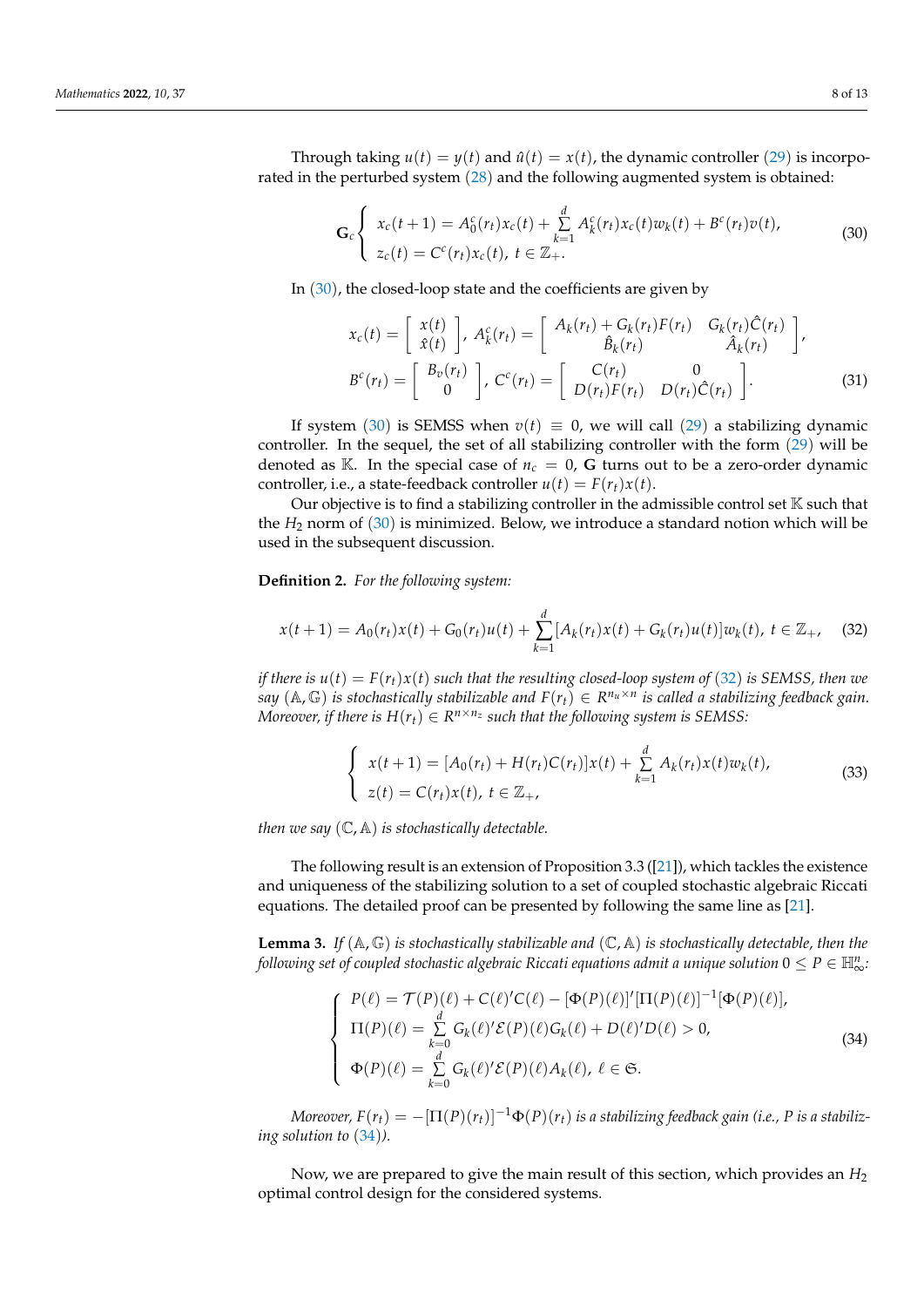Through taking $u(t) = y(t)$ and $\hat{u}(t) = x(t)$, the dynamic controller (29) is incorporated in the perturbed system (28) and the following augmented system is obtained:

$$
\mathbf{G}_c \begin{cases} x_c(t+1) = A_0^c(r_t)x_c(t) + \sum\limits_{k=1}^{d} A_k^c(r_t)x_c(t)w_k(t) + B^c(r_t)v(t), \\ z_c(t) = C^c(r_t)x_c(t),\ t \in \mathbb{Z}_+. \end{cases} \tag{30}
$$

In (30), the closed-loop state and the coefficients are given by

$$
\begin{aligned}
x_c(t) &= \begin{bmatrix} x(t) \\ \hat{x}(t) \end{bmatrix},\ A_k^c(r_t) = \begin{bmatrix} A_k(r_t) + G_k(r_t)F(r_t) & G_k(r_t)\hat{C}(r_t) \\ \hat{B}_k(r_t) & \hat{A}_k(r_t) \end{bmatrix}, \\
B^c(r_t) &= \begin{bmatrix} B_v(r_t) \\ 0 \end{bmatrix},\ C^c(r_t) = \begin{bmatrix} C(r_t) & 0 \\ D(r_t)F(r_t) & D(r_t)\hat{C}(r_t) \end{bmatrix}.
\end{aligned} \tag{31}
$$

If system (30) is SEMSS when $v(t) \equiv 0$, we will call (29) a stabilizing dynamic controller. In the sequel, the set of all stabilizing controller with the form (29) will be denoted as $\mathbb{K}$. In the special case of $n_c = 0$, $\mathbf{G}$ turns out to be a zero-order dynamic controller, i.e., a state-feedback controller $u(t) = F(r_t)x(t)$.

Our objective is to find a stabilizing controller in the admissible control set $\mathbb{K}$ such that the $H_2$ norm of (30) is minimized. Below, we introduce a standard notion which will be used in the subsequent discussion.

**Definition 2.** *For the following system:*

$$
x(t+1) = A_0(r_t)x(t) + G_0(r_t)u(t) + \sum_{k=1}^{d}[A_k(r_t)x(t) + G_k(r_t)u(t)]w_k(t),\ t \in \mathbb{Z}_+, \tag{32}
$$

*if there is $u(t) = F(r_t)x(t)$ such that the resulting closed-loop system of (32) is SEMSS, then we say $(\mathbb{A}, \mathbb{G})$ is stochastically stabilizable and $F(r_t) \in R^{n_u \times n}$ is called a stabilizing feedback gain. Moreover, if there is $H(r_t) \in R^{n \times n_z}$ such that the following system is SEMSS:*

$$
\begin{cases} x(t+1) = [A_0(r_t) + H(r_t)C(r_t)]x(t) + \sum\limits_{k=1}^{d} A_k(r_t)x(t)w_k(t), \\ z(t) = C(r_t)x(t),\ t \in \mathbb{Z}_+, \end{cases} \tag{33}
$$

*then we say $(\mathbb{C}, \mathbb{A})$ is stochastically detectable.*

The following result is an extension of Proposition 3.3 ([21]), which tackles the existence and uniqueness of the stabilizing solution to a set of coupled stochastic algebraic Riccati equations. The detailed proof can be presented by following the same line as [21].

**Lemma 3.** *If $(\mathbb{A}, \mathbb{G})$ is stochastically stabilizable and $(\mathbb{C}, \mathbb{A})$ is stochastically detectable, then the following set of coupled stochastic algebraic Riccati equations admit a unique solution $0 \leq P \in \mathbb{H}_\infty^n$:*

$$
\begin{cases} P(\ell) = \mathcal{T}(P)(\ell) + C(\ell)'C(\ell) - [\Phi(P)(\ell)]'[\Pi(P)(\ell)]^{-1}[\Phi(P)(\ell)], \\ \Pi(P)(\ell) = \sum\limits_{k=0}^{d} G_k(\ell)'\mathcal{E}(P)(\ell)G_k(\ell) + D(\ell)'D(\ell) > 0, \\ \Phi(P)(\ell) = \sum\limits_{k=0}^{d} G_k(\ell)'\mathcal{E}(P)(\ell)A_k(\ell),\ \ell \in \mathfrak{S}. \end{cases} \tag{34}
$$

*Moreover, $F(r_t) = -[\Pi(P)(r_t)]^{-1}\Phi(P)(r_t)$ is a stabilizing feedback gain (i.e., $P$ is a stabilizing solution to (34)).*

Now, we are prepared to give the main result of this section, which provides an $H_2$ optimal control design for the considered systems.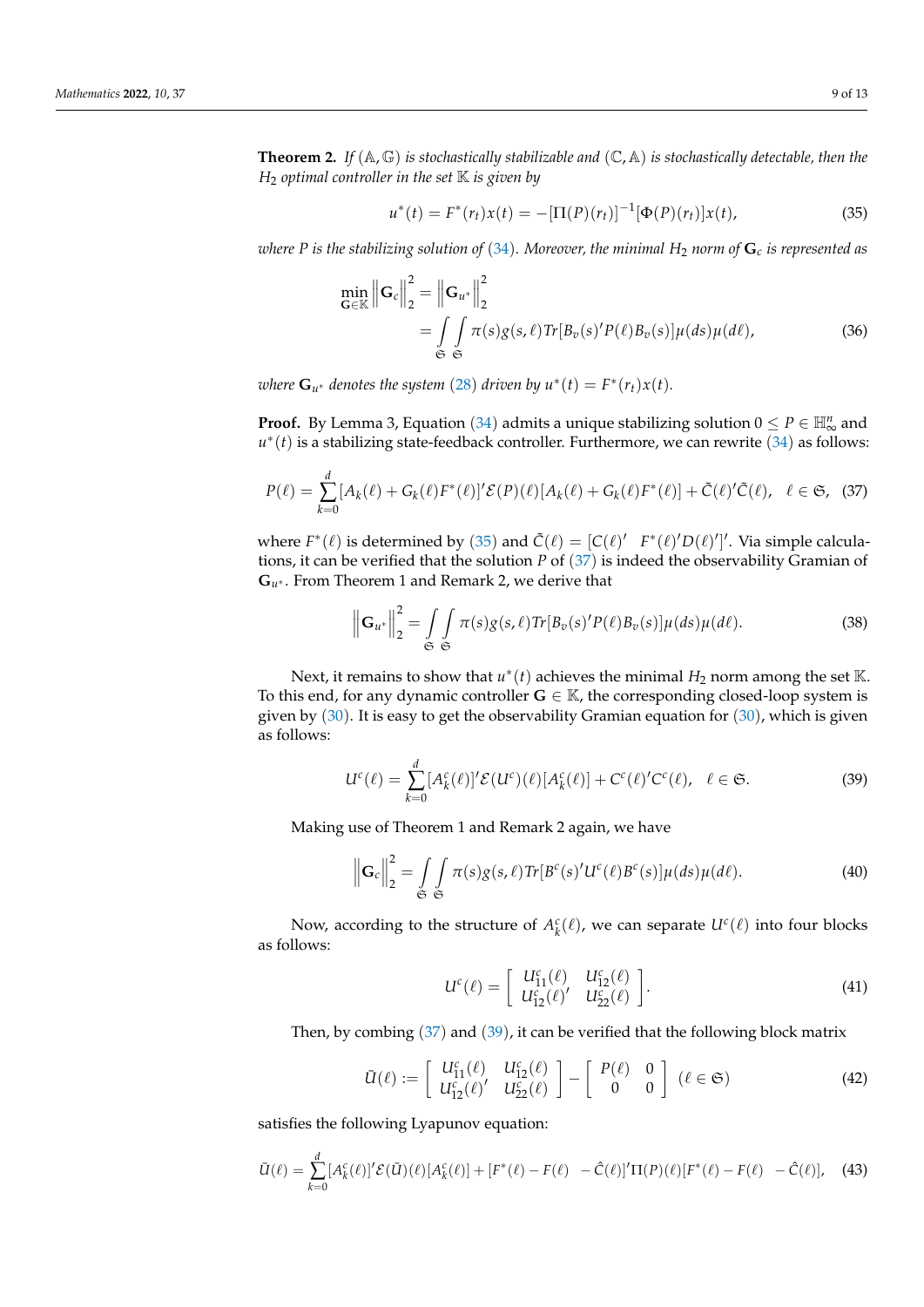**Theorem 2.** *If $(\mathbb{A}, \mathbb{G})$ is stochastically stabilizable and $(\mathbb{C}, \mathbb{A})$ is stochastically detectable, then the $H_2$ optimal controller in the set $\mathbb{K}$ is given by*

$$u^*(t) = F^*(r_t)x(t) = -[\Pi(P)(r_t)]^{-1}[\Phi(P)(r_t)]x(t), \tag{35}$$

*where $P$ is the stabilizing solution of (34). Moreover, the minimal $H_2$ norm of $\mathbf{G}_c$ is represented as*

$$\begin{aligned}\min_{\mathbf{G}\in\mathbb{K}} \left\|\mathbf{G}_c\right\|_2^2 &= \left\|\mathbf{G}_{u^*}\right\|_2^2 \\ &= \int_{\mathfrak{S}}\int_{\mathfrak{S}} \pi(s)g(s,\ell)Tr[B_v(s)'P(\ell)B_v(s)]\mu(ds)\mu(d\ell),\end{aligned} \tag{36}$$

*where $\mathbf{G}_{u^*}$ denotes the system (28) driven by $u^*(t) = F^*(r_t)x(t)$.*

**Proof.** By Lemma 3, Equation (34) admits a unique stabilizing solution $0 \leq P \in \mathbb{H}_\infty^n$ and $u^*(t)$ is a stabilizing state-feedback controller. Furthermore, we can rewrite (34) as follows:

$$P(\ell) = \sum_{k=0}^{d}[A_k(\ell) + G_k(\ell)F^*(\ell)]'\mathcal{E}(P)(\ell)[A_k(\ell) + G_k(\ell)F^*(\ell)] + \tilde{C}(\ell)'\tilde{C}(\ell), \quad \ell \in \mathfrak{S}, \tag{37}$$

where $F^*(\ell)$ is determined by (35) and $\tilde{C}(\ell) = [C(\ell)' \quad F^*(\ell)'D(\ell)']'$. Via simple calculations, it can be verified that the solution $P$ of (37) is indeed the observability Gramian of $\mathbf{G}_{u^*}$. From Theorem 1 and Remark 2, we derive that

$$\left\|\mathbf{G}_{u^*}\right\|_2^2 = \int_{\mathfrak{S}}\int_{\mathfrak{S}} \pi(s)g(s,\ell)Tr[B_v(s)'P(\ell)B_v(s)]\mu(ds)\mu(d\ell). \tag{38}$$

Next, it remains to show that $u^*(t)$ achieves the minimal $H_2$ norm among the set $\mathbb{K}$. To this end, for any dynamic controller $\mathbf{G} \in \mathbb{K}$, the corresponding closed-loop system is given by (30). It is easy to get the observability Gramian equation for (30), which is given as follows:

$$U^c(\ell) = \sum_{k=0}^{d}[A_k^c(\ell)]'\mathcal{E}(U^c)(\ell)[A_k^c(\ell)] + C^c(\ell)'C^c(\ell), \quad \ell \in \mathfrak{S}. \tag{39}$$

Making use of Theorem 1 and Remark 2 again, we have

$$\left\|\mathbf{G}_c\right\|_2^2 = \int_{\mathfrak{S}}\int_{\mathfrak{S}} \pi(s)g(s,\ell)Tr[B^c(s)'U^c(\ell)B^c(s)]\mu(ds)\mu(d\ell). \tag{40}$$

Now, according to the structure of $A_k^c(\ell)$, we can separate $U^c(\ell)$ into four blocks as follows:

$$U^c(\ell) = \begin{bmatrix} U_{11}^c(\ell) & U_{12}^c(\ell) \\ U_{12}^c(\ell)' & U_{22}^c(\ell) \end{bmatrix}. \tag{41}$$

Then, by combing (37) and (39), it can be verified that the following block matrix

$$\bar{U}(\ell) := \begin{bmatrix} U_{11}^c(\ell) & U_{12}^c(\ell) \\ U_{12}^c(\ell)' & U_{22}^c(\ell) \end{bmatrix} - \begin{bmatrix} P(\ell) & 0 \\ 0 & 0 \end{bmatrix} \ (\ell \in \mathfrak{S}) \tag{42}$$

satisfies the following Lyapunov equation:

$$\bar{U}(\ell) = \sum_{k=0}^{d}[A_k^c(\ell)]'\mathcal{E}(\bar{U})(\ell)[A_k^c(\ell)] + [F^*(\ell) - F(\ell) \quad -\hat{C}(\ell)]'\Pi(P)(\ell)[F^*(\ell) - F(\ell) \quad -\hat{C}(\ell)], \tag{43}$$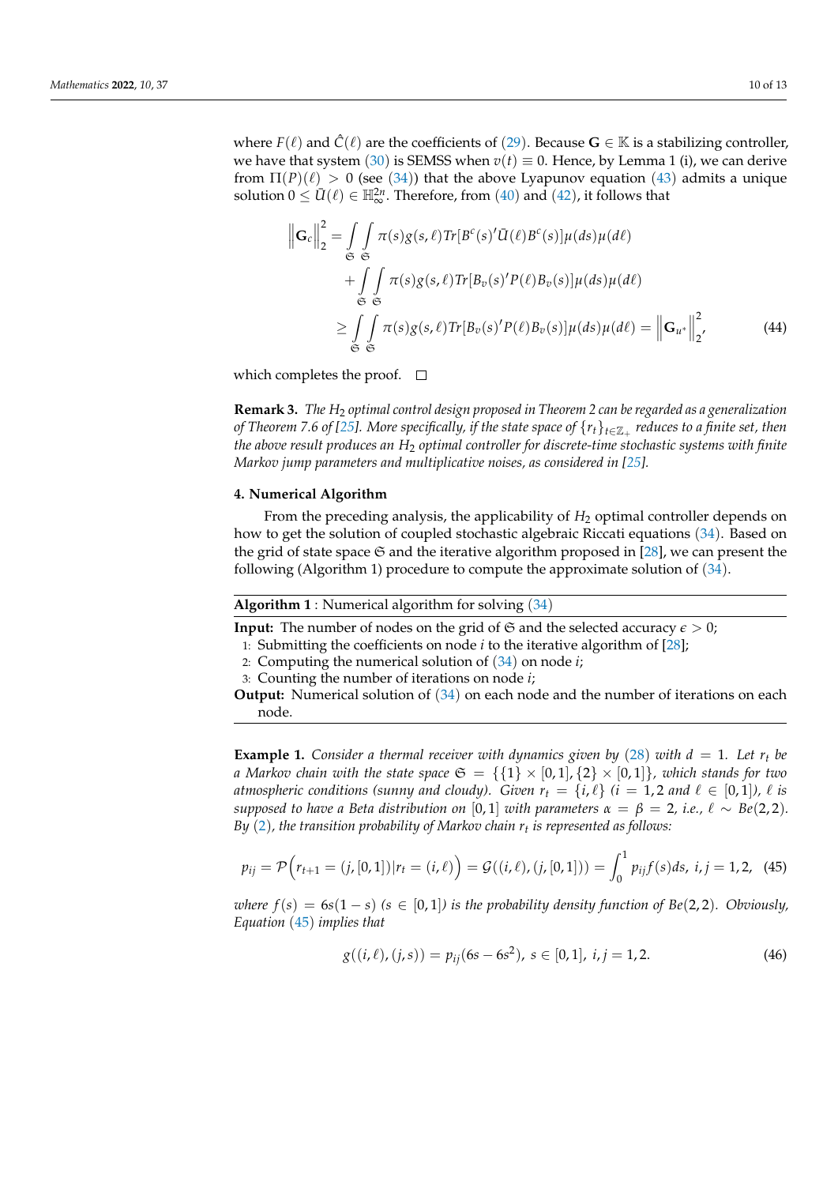where $F(\ell)$ and $\hat{C}(\ell)$ are the coefficients of (29). Because $\mathbf{G} \in \mathbb{K}$ is a stabilizing controller, we have that system (30) is SEMSS when $v(t) \equiv 0$. Hence, by Lemma 1 (i), we can derive from $\Pi(P)(\ell) > 0$ (see (34)) that the above Lyapunov equation (43) admits a unique solution $0 \leq \bar{U}(\ell) \in \mathbb{H}_{\infty}^{2n}$. Therefore, from (40) and (42), it follows that

$$
\begin{aligned}
\left\| \mathbf{G}_c \right\|_2^2 &= \int_{\mathfrak{S}} \int_{\mathfrak{S}} \pi(s) g(s,\ell) Tr[B^c(s)' \bar{U}(\ell) B^c(s)] \mu(ds) \mu(d\ell) \\
&\quad + \int_{\mathfrak{S}} \int_{\mathfrak{S}} \pi(s) g(s,\ell) Tr[B_v(s)' P(\ell) B_v(s)] \mu(ds) \mu(d\ell) \\
&\geq \int_{\mathfrak{S}} \int_{\mathfrak{S}} \pi(s) g(s,\ell) Tr[B_v(s)' P(\ell) B_v(s)] \mu(ds) \mu(d\ell) = \left\| \mathbf{G}_{u^*} \right\|_2^2,
\end{aligned} \tag{44}
$$

which completes the proof. □

**Remark 3.** *The $H_2$ optimal control design proposed in Theorem 2 can be regarded as a generalization of Theorem 7.6 of [25]. More specifically, if the state space of $\{r_t\}_{t \in \mathbb{Z}_+}$ reduces to a finite set, then the above result produces an $H_2$ optimal controller for discrete-time stochastic systems with finite Markov jump parameters and multiplicative noises, as considered in [25].*

## 4. Numerical Algorithm

From the preceding analysis, the applicability of $H_2$ optimal controller depends on how to get the solution of coupled stochastic algebraic Riccati equations (34). Based on the grid of state space $\mathfrak{S}$ and the iterative algorithm proposed in [28], we can present the following (Algorithm 1) procedure to compute the approximate solution of (34).

---

**Algorithm 1** : Numerical algorithm for solving (34)

---

**Input:** The number of nodes on the grid of $\mathfrak{S}$ and the selected accuracy $\epsilon > 0$;

1: Submitting the coefficients on node $i$ to the iterative algorithm of [28];
2: Computing the numerical solution of (34) on node $i$;
3: Counting the number of iterations on node $i$;

**Output:** Numerical solution of (34) on each node and the number of iterations on each node.

---

**Example 1.** *Consider a thermal receiver with dynamics given by (28) with $d = 1$. Let $r_t$ be a Markov chain with the state space $\mathfrak{S} = \{\{1\} \times [0,1], \{2\} \times [0,1]\}$, which stands for two atmospheric conditions (sunny and cloudy). Given $r_t = \{i, \ell\}$ ($i = 1,2$ and $\ell \in [0,1]$), $\ell$ is supposed to have a Beta distribution on $[0,1]$ with parameters $\alpha = \beta = 2$, i.e., $\ell \sim Be(2,2)$. By (2), the transition probability of Markov chain $r_t$ is represented as follows:*

$$
p_{ij} = \mathcal{P}\Big(r_{t+1} = (j,[0,1]) | r_t = (i,\ell)\Big) = \mathcal{G}((i,\ell),(j,[0,1])) = \int_0^1 p_{ij} f(s) ds,\ i,j = 1,2, \tag{45}
$$

*where $f(s) = 6s(1-s)$ ($s \in [0,1]$) is the probability density function of $Be(2,2)$. Obviously, Equation (45) implies that*

$$
g((i,\ell),(j,s)) = p_{ij}(6s - 6s^2),\ s \in [0,1],\ i,j = 1,2. \tag{46}
$$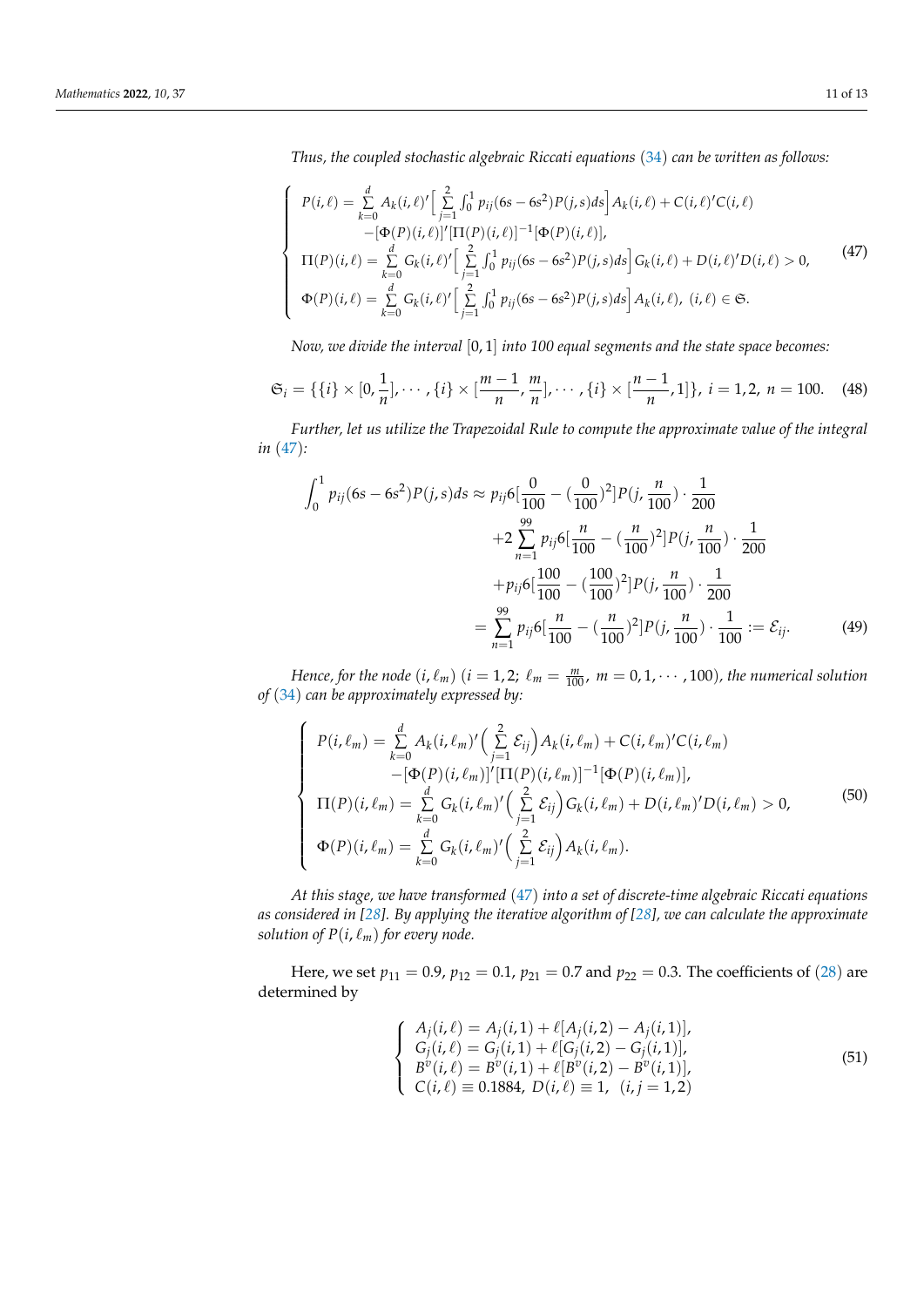*Thus, the coupled stochastic algebraic Riccati equations* (34) *can be written as follows:*

$$
\begin{cases}
P(i,\ell) = \sum\limits_{k=0}^{d} A_k(i,\ell)'\Big[\sum\limits_{j=1}^{2}\int_0^1 p_{ij}(6s-6s^2)P(j,s)ds\Big]A_k(i,\ell) + C(i,\ell)'C(i,\ell) \\
\qquad -[\Phi(P)(i,\ell)]'[\Pi(P)(i,\ell)]^{-1}[\Phi(P)(i,\ell)], \\
\Pi(P)(i,\ell) = \sum\limits_{k=0}^{d} G_k(i,\ell)'\Big[\sum\limits_{j=1}^{2}\int_0^1 p_{ij}(6s-6s^2)P(j,s)ds\Big]G_k(i,\ell) + D(i,\ell)'D(i,\ell) > 0, \\
\Phi(P)(i,\ell) = \sum\limits_{k=0}^{d} G_k(i,\ell)'\Big[\sum\limits_{j=1}^{2}\int_0^1 p_{ij}(6s-6s^2)P(j,s)ds\Big]A_k(i,\ell), \ (i,\ell)\in\mathfrak{S}.
\end{cases}
\tag{47}
$$

*Now, we divide the interval* $[0,1]$ *into 100 equal segments and the state space becomes:*

$$
\mathfrak{S}_i = \{\{i\}\times[0,\frac{1}{n}],\cdots,\{i\}\times[\frac{m-1}{n},\frac{m}{n}],\cdots,\{i\}\times[\frac{n-1}{n},1]\},\ i=1,2,\ n=100. \tag{48}
$$

*Further, let us utilize the Trapezoidal Rule to compute the approximate value of the integral in* (47)*:*

$$
\begin{aligned}
\int_0^1 p_{ij}(6s-6s^2)P(j,s)ds &\approx p_{ij}6[\frac{0}{100}-(\frac{0}{100})^2]P(j,\frac{n}{100})\cdot\frac{1}{200} \\
&\quad +2\sum_{n=1}^{99} p_{ij}6[\frac{n}{100}-(\frac{n}{100})^2]P(j,\frac{n}{100})\cdot\frac{1}{200} \\
&\quad +p_{ij}6[\frac{100}{100}-(\frac{100}{100})^2]P(j,\frac{n}{100})\cdot\frac{1}{200} \\
&= \sum_{n=1}^{99} p_{ij}6[\frac{n}{100}-(\frac{n}{100})^2]P(j,\frac{n}{100})\cdot\frac{1}{100} := \mathcal{E}_{ij}.
\end{aligned}
\tag{49}
$$

*Hence, for the node* $(i,\ell_m)$ $(i=1,2;\ \ell_m=\frac{m}{100},\ m=0,1,\cdots,100)$*, the numerical solution of* (34) *can be approximately expressed by:*

$$
\begin{cases}
P(i,\ell_m) = \sum\limits_{k=0}^{d} A_k(i,\ell_m)'\Big(\sum\limits_{j=1}^{2}\mathcal{E}_{ij}\Big)A_k(i,\ell_m) + C(i,\ell_m)'C(i,\ell_m) \\
\qquad -[\Phi(P)(i,\ell_m)]'[\Pi(P)(i,\ell_m)]^{-1}[\Phi(P)(i,\ell_m)], \\
\Pi(P)(i,\ell_m) = \sum\limits_{k=0}^{d} G_k(i,\ell_m)'\Big(\sum\limits_{j=1}^{2}\mathcal{E}_{ij}\Big)G_k(i,\ell_m) + D(i,\ell_m)'D(i,\ell_m) > 0, \\
\Phi(P)(i,\ell_m) = \sum\limits_{k=0}^{d} G_k(i,\ell_m)'\Big(\sum\limits_{j=1}^{2}\mathcal{E}_{ij}\Big)A_k(i,\ell_m).
\end{cases}
\tag{50}
$$

*At this stage, we have transformed* (47) *into a set of discrete-time algebraic Riccati equations as considered in [28]. By applying the iterative algorithm of [28], we can calculate the approximate solution of* $P(i,\ell_m)$ *for every node.*

Here, we set $p_{11}=0.9$, $p_{12}=0.1$, $p_{21}=0.7$ and $p_{22}=0.3$. The coefficients of (28) are determined by

$$
\begin{cases}
A_j(i,\ell) = A_j(i,1) + \ell[A_j(i,2)-A_j(i,1)], \\
G_j(i,\ell) = G_j(i,1) + \ell[G_j(i,2)-G_j(i,1)], \\
B^v(i,\ell) = B^v(i,1) + \ell[B^v(i,2)-B^v(i,1)], \\
C(i,\ell) \equiv 0.1884,\ D(i,\ell)\equiv 1,\ \ (i,j=1,2)
\end{cases}
\tag{51}
$$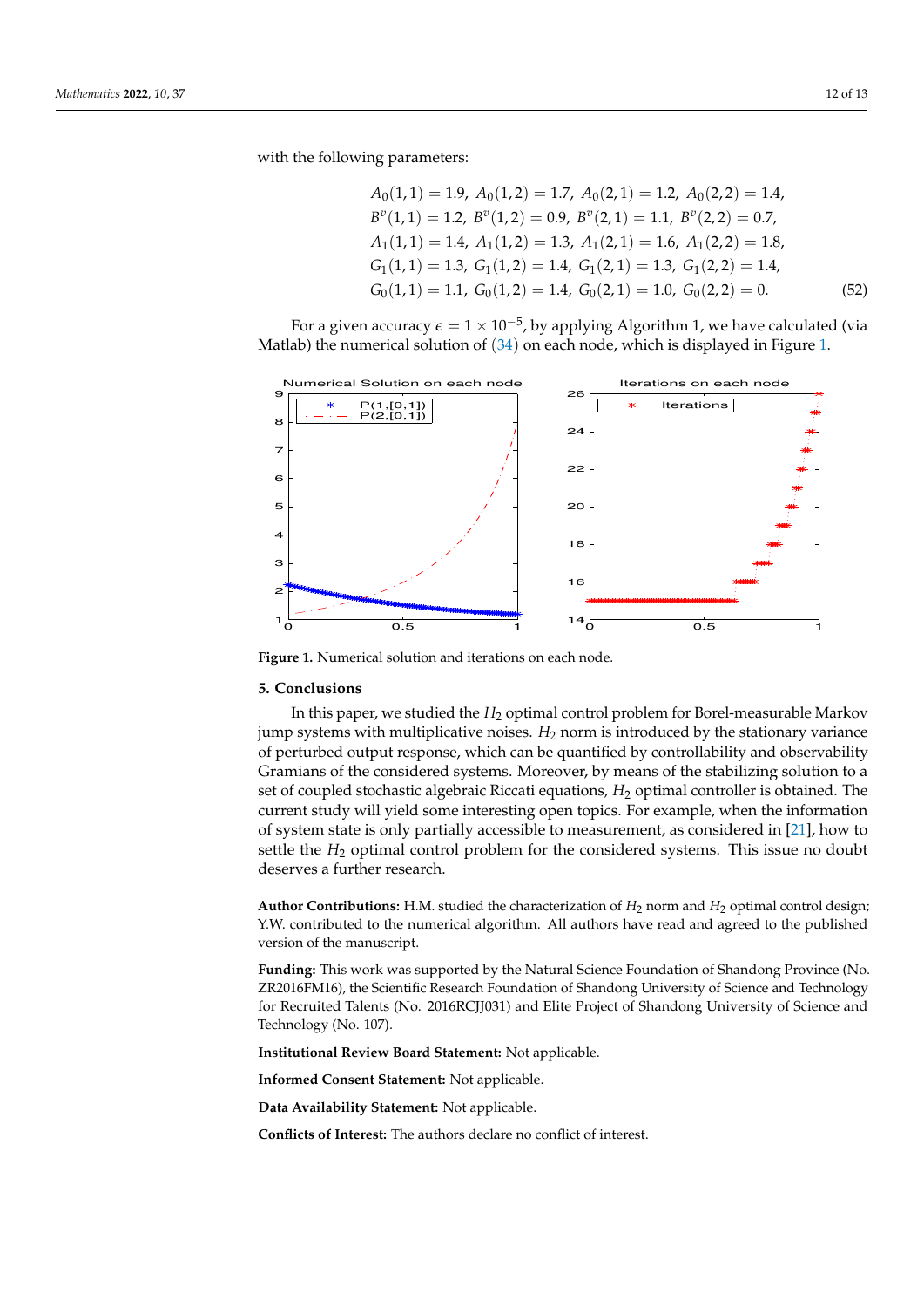with the following parameters:

$$
\begin{aligned}
&A_0(1,1) = 1.9,\ A_0(1,2) = 1.7,\ A_0(2,1) = 1.2,\ A_0(2,2) = 1.4,\\
&B^v(1,1) = 1.2,\ B^v(1,2) = 0.9,\ B^v(2,1) = 1.1,\ B^v(2,2) = 0.7,\\
&A_1(1,1) = 1.4,\ A_1(1,2) = 1.3,\ A_1(2,1) = 1.6,\ A_1(2,2) = 1.8,\\
&G_1(1,1) = 1.3,\ G_1(1,2) = 1.4,\ G_1(2,1) = 1.3,\ G_1(2,2) = 1.4,\\
&G_0(1,1) = 1.1,\ G_0(1,2) = 1.4,\ G_0(2,1) = 1.0,\ G_0(2,2) = 0.
\end{aligned} \tag{52}
$$

For a given accuracy $\epsilon = 1 \times 10^{-5}$, by applying Algorithm 1, we have calculated (via Matlab) the numerical solution of (34) on each node, which is displayed in Figure 1.

**Figure 1.** Numerical solution and iterations on each node.

## 5. Conclusions

In this paper, we studied the $H_2$ optimal control problem for Borel-measurable Markov jump systems with multiplicative noises. $H_2$ norm is introduced by the stationary variance of perturbed output response, which can be quantified by controllability and observability Gramians of the considered systems. Moreover, by means of the stabilizing solution to a set of coupled stochastic algebraic Riccati equations, $H_2$ optimal controller is obtained. The current study will yield some interesting open topics. For example, when the information of system state is only partially accessible to measurement, as considered in [21], how to settle the $H_2$ optimal control problem for the considered systems. This issue no doubt deserves a further research.

**Author Contributions:** H.M. studied the characterization of $H_2$ norm and $H_2$ optimal control design; Y.W. contributed to the numerical algorithm. All authors have read and agreed to the published version of the manuscript.

**Funding:** This work was supported by the Natural Science Foundation of Shandong Province (No. ZR2016FM16), the Scientific Research Foundation of Shandong University of Science and Technology for Recruited Talents (No. 2016RCJJ031) and Elite Project of Shandong University of Science and Technology (No. 107).

**Institutional Review Board Statement:** Not applicable.

**Informed Consent Statement:** Not applicable.

**Data Availability Statement:** Not applicable.

**Conflicts of Interest:** The authors declare no conflict of interest.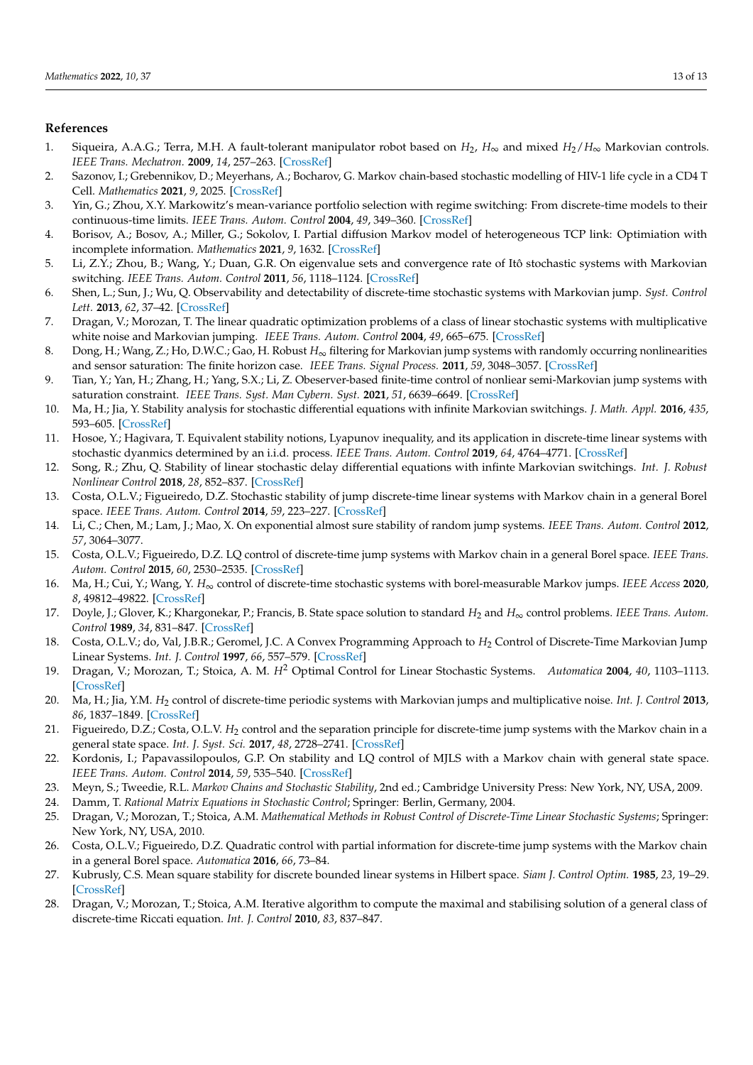## References

1. Siqueira, A.A.G.; Terra, M.H. A fault-tolerant manipulator robot based on $H_2$, $H_\infty$ and mixed $H_2/H_\infty$ Markovian controls. *IEEE Trans. Mechatron.* **2009**, *14*, 257–263. [CrossRef]
2. Sazonov, I.; Grebennikov, D.; Meyerhans, A.; Bocharov, G. Markov chain-based stochastic modelling of HIV-1 life cycle in a CD4 T Cell. *Mathematics* **2021**, *9*, 2025. [CrossRef]
3. Yin, G.; Zhou, X.Y. Markowitz's mean-variance portfolio selection with regime switching: From discrete-time models to their continuous-time limits. *IEEE Trans. Autom. Control* **2004**, *49*, 349–360. [CrossRef]
4. Borisov, A.; Bosov, A.; Miller, G.; Sokolov, I. Partial diffusion Markov model of heterogeneous TCP link: Optimiation with incomplete information. *Mathematics* **2021**, *9*, 1632. [CrossRef]
5. Li, Z.Y.; Zhou, B.; Wang, Y.; Duan, G.R. On eigenvalue sets and convergence rate of Itô stochastic systems with Markovian switching. *IEEE Trans. Autom. Control* **2011**, *56*, 1118–1124. [CrossRef]
6. Shen, L.; Sun, J.; Wu, Q. Observability and detectability of discrete-time stochastic systems with Markovian jump. *Syst. Control Lett.* **2013**, *62*, 37–42. [CrossRef]
7. Dragan, V.; Morozan, T. The linear quadratic optimization problems of a class of linear stochastic systems with multiplicative white noise and Markovian jumping. *IEEE Trans. Autom. Control* **2004**, *49*, 665–675. [CrossRef]
8. Dong, H.; Wang, Z.; Ho, D.W.C.; Gao, H. Robust $H_\infty$ filtering for Markovian jump systems with randomly occurring nonlinearities and sensor saturation: The finite horizon case. *IEEE Trans. Signal Process.* **2011**, *59*, 3048–3057. [CrossRef]
9. Tian, Y.; Yan, H.; Zhang, H.; Yang, S.X.; Li, Z. Obeserver-based finite-time control of nonliear semi-Markovian jump systems with saturation constraint. *IEEE Trans. Syst. Man Cybern. Syst.* **2021**, *51*, 6639–6649. [CrossRef]
10. Ma, H.; Jia, Y. Stability analysis for stochastic differential equations with infinite Markovian switchings. *J. Math. Appl.* **2016**, *435*, 593–605. [CrossRef]
11. Hosoe, Y.; Hagivara, T. Equivalent stability notions, Lyapunov inequality, and its application in discrete-time linear systems with stochastic dyanmics determined by an i.i.d. process. *IEEE Trans. Autom. Control* **2019**, *64*, 4764–4771. [CrossRef]
12. Song, R.; Zhu, Q. Stability of linear stochastic delay differential equations with infinte Markovian switchings. *Int. J. Robust Nonlinear Control* **2018**, *28*, 852–837. [CrossRef]
13. Costa, O.L.V.; Figueiredo, D.Z. Stochastic stability of jump discrete-time linear systems with Markov chain in a general Borel space. *IEEE Trans. Autom. Control* **2014**, *59*, 223–227. [CrossRef]
14. Li, C.; Chen, M.; Lam, J.; Mao, X. On exponential almost sure stability of random jump systems. *IEEE Trans. Autom. Control* **2012**, *57*, 3064–3077.
15. Costa, O.L.V.; Figueiredo, D.Z. LQ control of discrete-time jump systems with Markov chain in a general Borel space. *IEEE Trans. Autom. Control* **2015**, *60*, 2530–2535. [CrossRef]
16. Ma, H.; Cui, Y.; Wang, Y. $H_\infty$ control of discrete-time stochastic systems with borel-measurable Markov jumps. *IEEE Access* **2020**, *8*, 49812–49822. [CrossRef]
17. Doyle, J.; Glover, K.; Khargonekar, P.; Francis, B. State space solution to standard $H_2$ and $H_\infty$ control problems. *IEEE Trans. Autom. Control* **1989**, *34*, 831–847. [CrossRef]
18. Costa, O.L.V.; do Val, J.B.R.; Geromel, J.C. A Convex Programming Approach to $H_2$ Control of Discrete-Time Markovian Jump Linear Systems. *Int. J. Control* **1997**, *66*, 557–579. [CrossRef]
19. Dragan, V.; Morozan, T.; Stoica, A. M. $H^2$ Optimal Control for Linear Stochastic Systems. *Automatica* **2004**, *40*, 1103–1113. [CrossRef]
20. Ma, H.; Jia, Y.M. $H_2$ control of discrete-time periodic systems with Markovian jumps and multiplicative noise. *Int. J. Control* **2013**, *86*, 1837–1849. [CrossRef]
21. Figueiredo, D.Z.; Costa, O.L.V. $H_2$ control and the separation principle for discrete-time jump systems with the Markov chain in a general state space. *Int. J. Syst. Sci.* **2017**, *48*, 2728–2741. [CrossRef]
22. Kordonis, I.; Papavassilopoulos, G.P. On stability and LQ control of MJLS with a Markov chain with general state space. *IEEE Trans. Autom. Control* **2014**, *59*, 535–540. [CrossRef]
23. Meyn, S.; Tweedie, R.L. *Markov Chains and Stochastic Stability*, 2nd ed.; Cambridge University Press: New York, NY, USA, 2009.
24. Damm, T. *Rational Matrix Equations in Stochastic Control*; Springer: Berlin, Germany, 2004.
25. Dragan, V.; Morozan, T.; Stoica, A.M. *Mathematical Methods in Robust Control of Discrete-Time Linear Stochastic Systems*; Springer: New York, NY, USA, 2010.
26. Costa, O.L.V.; Figueiredo, D.Z. Quadratic control with partial information for discrete-time jump systems with the Markov chain in a general Borel space. *Automatica* **2016**, *66*, 73–84.
27. Kubrusly, C.S. Mean square stability for discrete bounded linear systems in Hilbert space. *Siam J. Control Optim.* **1985**, *23*, 19–29. [CrossRef]
28. Dragan, V.; Morozan, T.; Stoica, A.M. Iterative algorithm to compute the maximal and stabilising solution of a general class of discrete-time Riccati equation. *Int. J. Control* **2010**, *83*, 837–847.